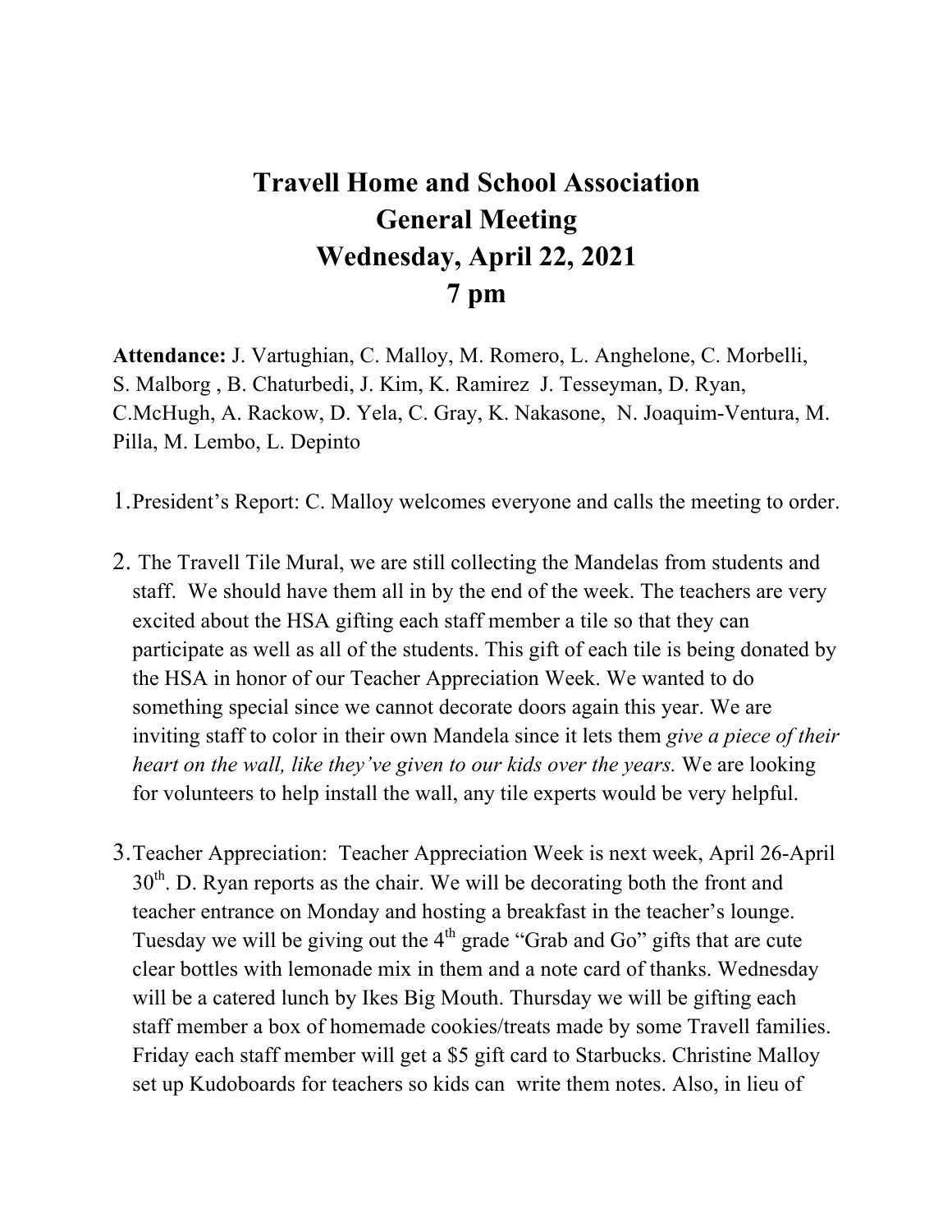# Travell Home and School Association
# General Meeting
# Wednesday, April 22, 2021
# 7 pm

**Attendance:** J. Vartughian, C. Malloy, M. Romero, L. Anghelone, C. Morbelli, S. Malborg , B. Chaturbedi, J. Kim, K. Ramirez J. Tesseyman, D. Ryan, C.McHugh, A. Rackow, D. Yela, C. Gray, K. Nakasone, N. Joaquim-Ventura, M. Pilla, M. Lembo, L. Depinto

1. President's Report: C. Malloy welcomes everyone and calls the meeting to order.

2. The Travell Tile Mural, we are still collecting the Mandelas from students and staff. We should have them all in by the end of the week. The teachers are very excited about the HSA gifting each staff member a tile so that they can participate as well as all of the students. This gift of each tile is being donated by the HSA in honor of our Teacher Appreciation Week. We wanted to do something special since we cannot decorate doors again this year. We are inviting staff to color in their own Mandela since it lets them *give a piece of their heart on the wall, like they've given to our kids over the years.* We are looking for volunteers to help install the wall, any tile experts would be very helpful.

3. Teacher Appreciation: Teacher Appreciation Week is next week, April 26-April 30th. D. Ryan reports as the chair. We will be decorating both the front and teacher entrance on Monday and hosting a breakfast in the teacher's lounge. Tuesday we will be giving out the 4th grade "Grab and Go" gifts that are cute clear bottles with lemonade mix in them and a note card of thanks. Wednesday will be a catered lunch by Ikes Big Mouth. Thursday we will be gifting each staff member a box of homemade cookies/treats made by some Travell families. Friday each staff member will get a $5 gift card to Starbucks. Christine Malloy set up Kudoboards for teachers so kids can write them notes. Also, in lieu of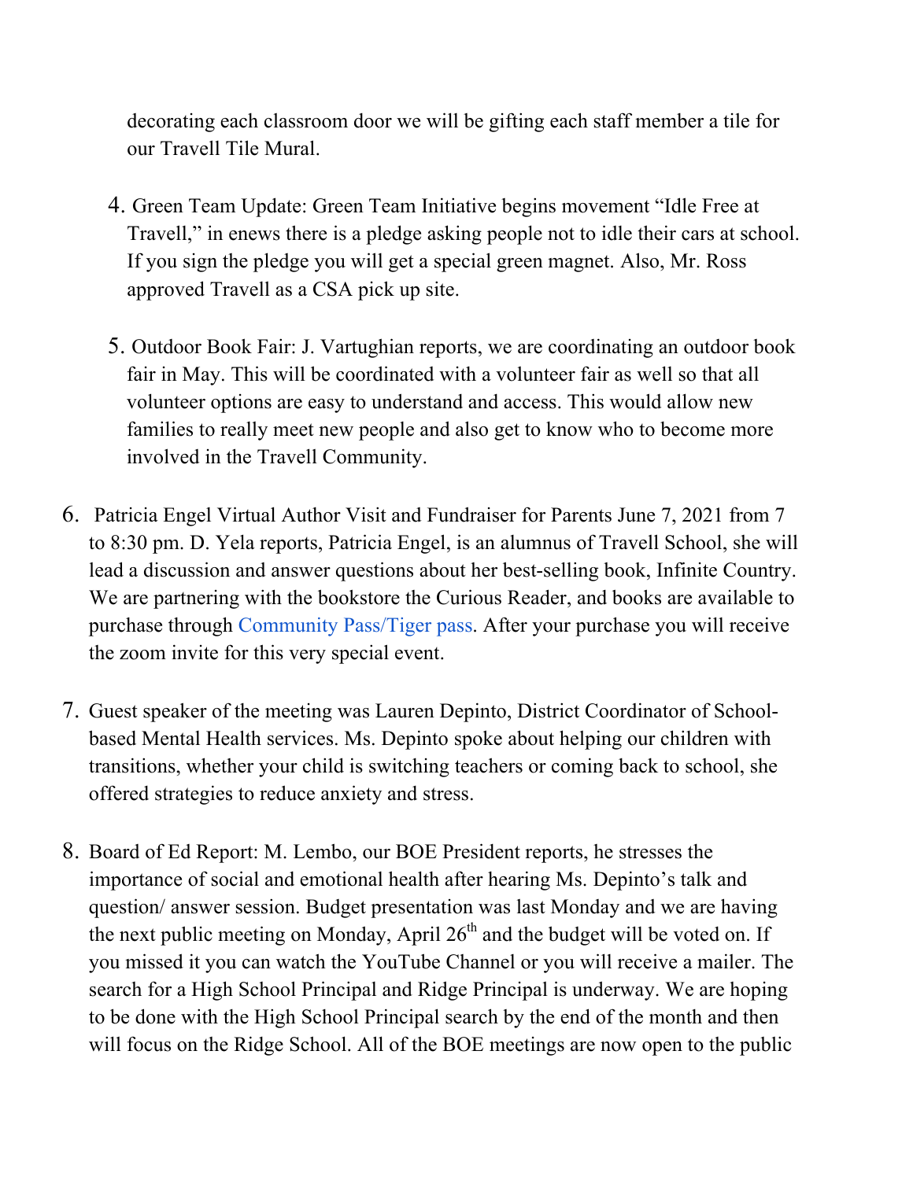decorating each classroom door we will be gifting each staff member a tile for our Travell Tile Mural.

4. Green Team Update: Green Team Initiative begins movement "Idle Free at Travell," in enews there is a pledge asking people not to idle their cars at school. If you sign the pledge you will get a special green magnet. Also, Mr. Ross approved Travell as a CSA pick up site.

5. Outdoor Book Fair: J. Vartughian reports, we are coordinating an outdoor book fair in May. This will be coordinated with a volunteer fair as well so that all volunteer options are easy to understand and access. This would allow new families to really meet new people and also get to know who to become more involved in the Travell Community.

6. Patricia Engel Virtual Author Visit and Fundraiser for Parents June 7, 2021 from 7 to 8:30 pm. D. Yela reports, Patricia Engel, is an alumnus of Travell School, she will lead a discussion and answer questions about her best-selling book, Infinite Country. We are partnering with the bookstore the Curious Reader, and books are available to purchase through Community Pass/Tiger pass. After your purchase you will receive the zoom invite for this very special event.

7. Guest speaker of the meeting was Lauren Depinto, District Coordinator of School-based Mental Health services. Ms. Depinto spoke about helping our children with transitions, whether your child is switching teachers or coming back to school, she offered strategies to reduce anxiety and stress.

8. Board of Ed Report: M. Lembo, our BOE President reports, he stresses the importance of social and emotional health after hearing Ms. Depinto's talk and question/ answer session. Budget presentation was last Monday and we are having the next public meeting on Monday, April 26th and the budget will be voted on. If you missed it you can watch the YouTube Channel or you will receive a mailer. The search for a High School Principal and Ridge Principal is underway. We are hoping to be done with the High School Principal search by the end of the month and then will focus on the Ridge School. All of the BOE meetings are now open to the public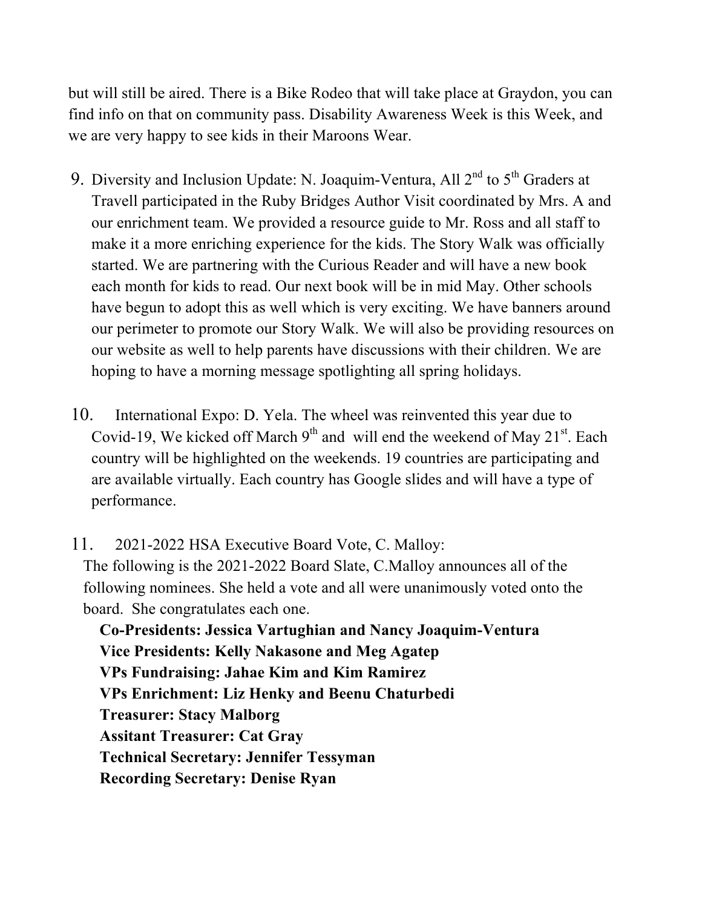but will still be aired. There is a Bike Rodeo that will take place at Graydon, you can find info on that on community pass. Disability Awareness Week is this Week, and we are very happy to see kids in their Maroons Wear.

9. Diversity and Inclusion Update: N. Joaquim-Ventura, All 2nd to 5th Graders at Travell participated in the Ruby Bridges Author Visit coordinated by Mrs. A and our enrichment team. We provided a resource guide to Mr. Ross and all staff to make it a more enriching experience for the kids. The Story Walk was officially started. We are partnering with the Curious Reader and will have a new book each month for kids to read. Our next book will be in mid May. Other schools have begun to adopt this as well which is very exciting. We have banners around our perimeter to promote our Story Walk. We will also be providing resources on our website as well to help parents have discussions with their children. We are hoping to have a morning message spotlighting all spring holidays.

10. International Expo: D. Yela. The wheel was reinvented this year due to Covid-19, We kicked off March 9th and will end the weekend of May 21st. Each country will be highlighted on the weekends. 19 countries are participating and are available virtually. Each country has Google slides and will have a type of performance.

11. 2021-2022 HSA Executive Board Vote, C. Malloy:
The following is the 2021-2022 Board Slate, C.Malloy announces all of the following nominees. She held a vote and all were unanimously voted onto the board. She congratulates each one.

**Co-Presidents: Jessica Vartughian and Nancy Joaquim-Ventura**
**Vice Presidents: Kelly Nakasone and Meg Agatep**
**VPs Fundraising: Jahae Kim and Kim Ramirez**
**VPs Enrichment: Liz Henky and Beenu Chaturbedi**
**Treasurer: Stacy Malborg**
**Assitant Treasurer: Cat Gray**
**Technical Secretary: Jennifer Tessyman**
**Recording Secretary: Denise Ryan**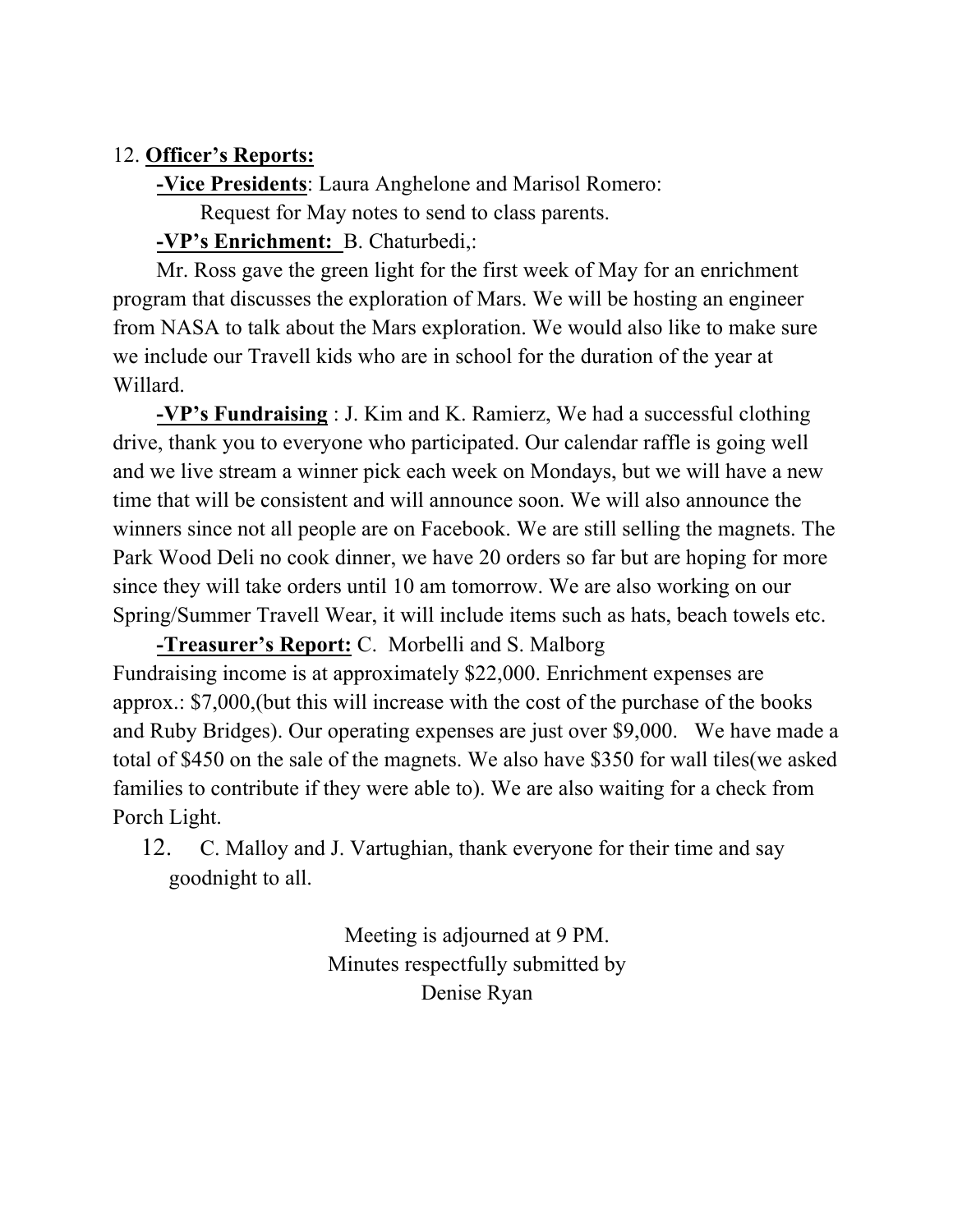12. **Officer's Reports:**

**-Vice Presidents**: Laura Anghelone and Marisol Romero:

Request for May notes to send to class parents.

**-VP's Enrichment:** B. Chaturbedi,:

Mr. Ross gave the green light for the first week of May for an enrichment program that discusses the exploration of Mars. We will be hosting an engineer from NASA to talk about the Mars exploration. We would also like to make sure we include our Travell kids who are in school for the duration of the year at Willard.

**-VP's Fundraising** : J. Kim and K. Ramierz, We had a successful clothing drive, thank you to everyone who participated. Our calendar raffle is going well and we live stream a winner pick each week on Mondays, but we will have a new time that will be consistent and will announce soon. We will also announce the winners since not all people are on Facebook. We are still selling the magnets. The Park Wood Deli no cook dinner, we have 20 orders so far but are hoping for more since they will take orders until 10 am tomorrow. We are also working on our Spring/Summer Travell Wear, it will include items such as hats, beach towels etc.

**-Treasurer's Report:** C. Morbelli and S. Malborg

Fundraising income is at approximately $22,000. Enrichment expenses are approx.: $7,000,(but this will increase with the cost of the purchase of the books and Ruby Bridges). Our operating expenses are just over $9,000. We have made a total of $450 on the sale of the magnets. We also have $350 for wall tiles(we asked families to contribute if they were able to). We are also waiting for a check from Porch Light.

12. C. Malloy and J. Vartughian, thank everyone for their time and say goodnight to all.

Meeting is adjourned at 9 PM.
Minutes respectfully submitted by
Denise Ryan